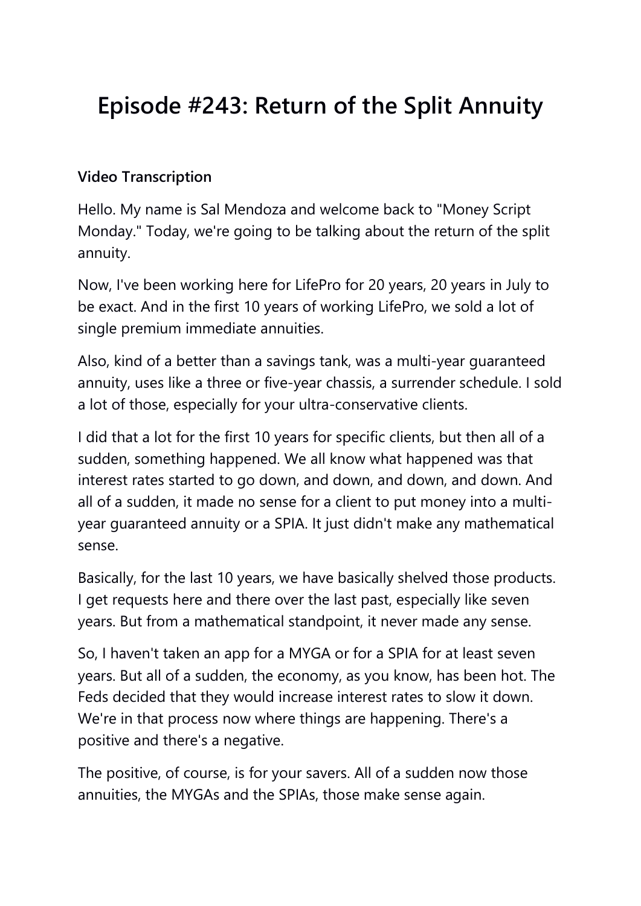# Episode #243: Return of the Split Annuity

**Video Transcription**

Hello. My name is Sal Mendoza and welcome back to "Money Script Monday." Today, we're going to be talking about the return of the split annuity.

Now, I've been working here for LifePro for 20 years, 20 years in July to be exact. And in the first 10 years of working LifePro, we sold a lot of single premium immediate annuities.

Also, kind of a better than a savings tank, was a multi-year guaranteed annuity, uses like a three or five-year chassis, a surrender schedule. I sold a lot of those, especially for your ultra-conservative clients.

I did that a lot for the first 10 years for specific clients, but then all of a sudden, something happened. We all know what happened was that interest rates started to go down, and down, and down, and down. And all of a sudden, it made no sense for a client to put money into a multi-year guaranteed annuity or a SPIA. It just didn't make any mathematical sense.

Basically, for the last 10 years, we have basically shelved those products. I get requests here and there over the last past, especially like seven years. But from a mathematical standpoint, it never made any sense.

So, I haven't taken an app for a MYGA or for a SPIA for at least seven years. But all of a sudden, the economy, as you know, has been hot. The Feds decided that they would increase interest rates to slow it down. We're in that process now where things are happening. There's a positive and there's a negative.

The positive, of course, is for your savers. All of a sudden now those annuities, the MYGAs and the SPIAs, those make sense again.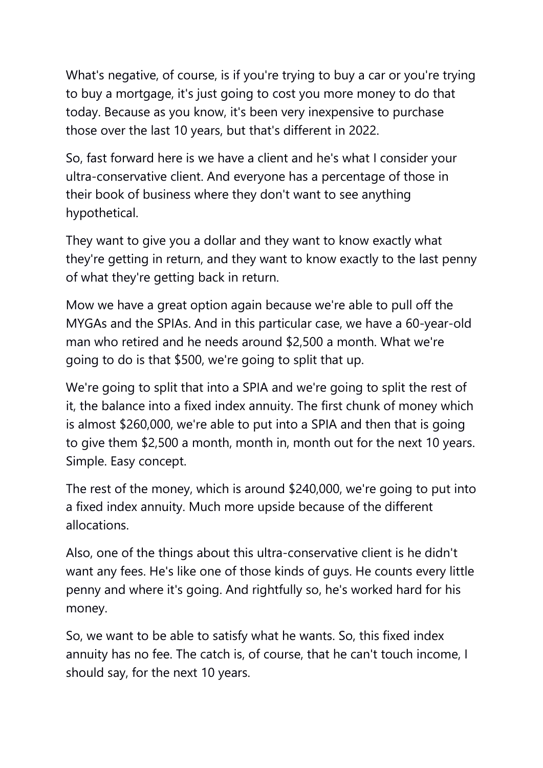What's negative, of course, is if you're trying to buy a car or you're trying to buy a mortgage, it's just going to cost you more money to do that today. Because as you know, it's been very inexpensive to purchase those over the last 10 years, but that's different in 2022.

So, fast forward here is we have a client and he's what I consider your ultra-conservative client. And everyone has a percentage of those in their book of business where they don't want to see anything hypothetical.

They want to give you a dollar and they want to know exactly what they're getting in return, and they want to know exactly to the last penny of what they're getting back in return.

Mow we have a great option again because we're able to pull off the MYGAs and the SPIAs. And in this particular case, we have a 60-year-old man who retired and he needs around $2,500 a month. What we're going to do is that $500, we're going to split that up.

We're going to split that into a SPIA and we're going to split the rest of it, the balance into a fixed index annuity. The first chunk of money which is almost $260,000, we're able to put into a SPIA and then that is going to give them $2,500 a month, month in, month out for the next 10 years. Simple. Easy concept.

The rest of the money, which is around $240,000, we're going to put into a fixed index annuity. Much more upside because of the different allocations.

Also, one of the things about this ultra-conservative client is he didn't want any fees. He's like one of those kinds of guys. He counts every little penny and where it's going. And rightfully so, he's worked hard for his money.

So, we want to be able to satisfy what he wants. So, this fixed index annuity has no fee. The catch is, of course, that he can't touch income, I should say, for the next 10 years.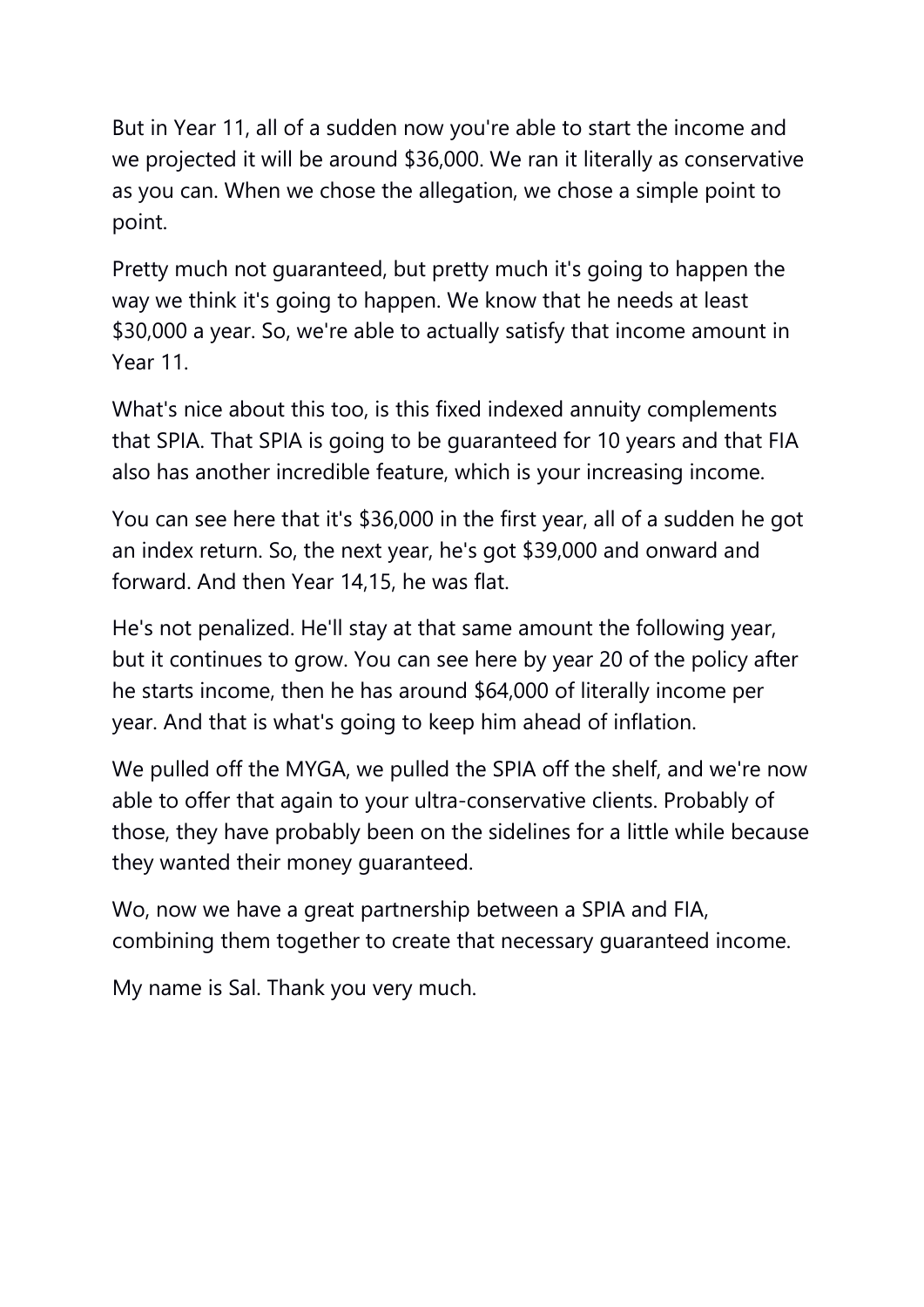But in Year 11, all of a sudden now you're able to start the income and we projected it will be around $36,000. We ran it literally as conservative as you can. When we chose the allegation, we chose a simple point to point.

Pretty much not guaranteed, but pretty much it's going to happen the way we think it's going to happen. We know that he needs at least $30,000 a year. So, we're able to actually satisfy that income amount in Year 11.

What's nice about this too, is this fixed indexed annuity complements that SPIA. That SPIA is going to be guaranteed for 10 years and that FIA also has another incredible feature, which is your increasing income.

You can see here that it's $36,000 in the first year, all of a sudden he got an index return. So, the next year, he's got $39,000 and onward and forward. And then Year 14,15, he was flat.

He's not penalized. He'll stay at that same amount the following year, but it continues to grow. You can see here by year 20 of the policy after he starts income, then he has around $64,000 of literally income per year. And that is what's going to keep him ahead of inflation.

We pulled off the MYGA, we pulled the SPIA off the shelf, and we're now able to offer that again to your ultra-conservative clients. Probably of those, they have probably been on the sidelines for a little while because they wanted their money guaranteed.

Wo, now we have a great partnership between a SPIA and FIA, combining them together to create that necessary guaranteed income.

My name is Sal. Thank you very much.